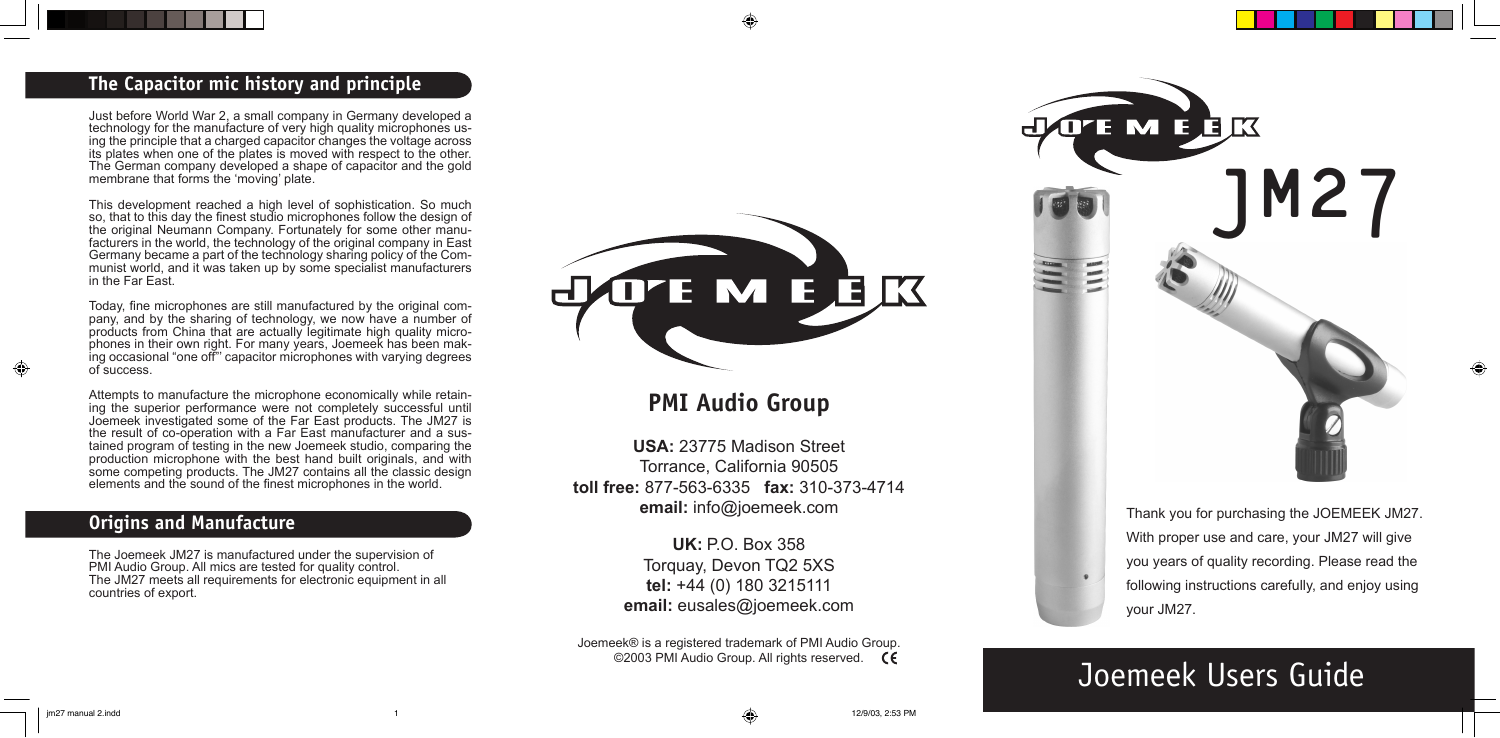## The Capacitor mic history and principle

Just before World War 2, a small company in Germany developed a technology for the manufacture of very high quality microphones using the principle that a charged capacitor changes the voltage across its plates when one of the plates is moved with respect to the other. The German company developed a shape of capacitor and the gold membrane that forms the 'moving' plate.

This development reached a high level of sophistication. So much so, that to this day the finest studio microphones follow the design of the original Neumann Company. Fortunately for some other manufacturers in the world, the technology of the original company in East Germany became a part of the technology sharing policy of the Communist world, and it was taken up by some specialist manufacturers in the Far East.

Today, fine microphones are still manufactured by the original company, and by the sharing of technology, we now have a number of products from China that are actually legitimate high quality microphones in their own right. For many years, Joemeek has been making occasional "one off" capacitor microphones with varying degrees of success.

Attempts to manufacture the microphone economically while retaining the superior performance were not completely successful until Joemeek investigated some of the Far East products. The JM27 is the result of co-operation with a Far East manufacturer and a sustained program of testing in the new Joemeek studio, comparing the production microphone with the best hand built originals, and with some competing products. The JM27 contains all the classic design elements and the sound of the finest microphones in the world.

## Origins and Manufacture

The Joemeek JM27 is manufactured under the supervision of PMI Audio Group. All mics are tested for quality control.
The JM27 meets all requirements for electronic equipment in all countries of export.

JOEMEEK

## PMI Audio Group

**USA:** 23775 Madison Street
Torrance, California 90505
**toll free:** 877-563-6335 **fax:** 310-373-4714
**email:** info@joemeek.com

**UK:** P.O. Box 358
Torquay, Devon TQ2 5XS
**tel:** +44 (0) 180 3215111
**email:** eusales@joemeek.com

Joemeek® is a registered trademark of PMI Audio Group.
©2003 PMI Audio Group. All rights reserved. CE

JOEMEEK

# JM27

Thank you for purchasing the JOEMEEK JM27. With proper use and care, your JM27 will give you years of quality recording. Please read the following instructions carefully, and enjoy using your JM27.

# Joemeek Users Guide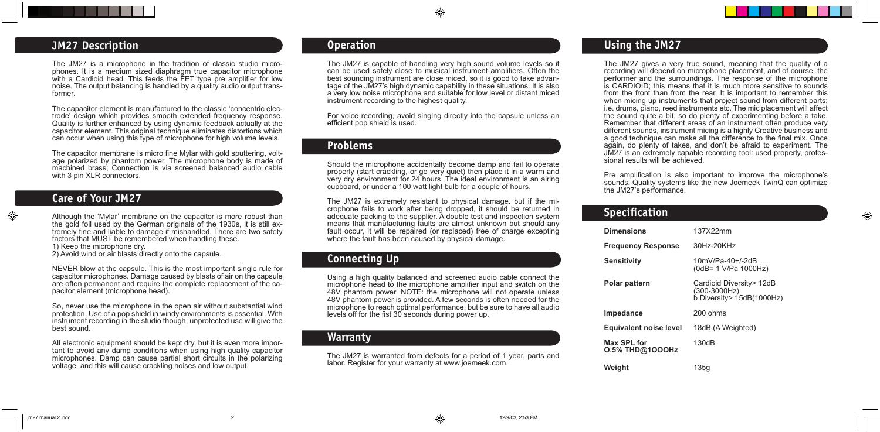## JM27 Description

The JM27 is a microphone in the tradition of classic studio microphones. It is a medium sized diaphragm true capacitor microphone with a Cardioid head. This feeds the FET type pre amplifier for low noise. The output balancing is handled by a quality audio output transformer.

The capacitor element is manufactured to the classic 'concentric electrode' design which provides smooth extended frequency response. Quality is further enhanced by using dynamic feedback actually at the capacitor element. This original technique eliminates distortions which can occur when using this type of microphone for high volume levels.

The capacitor membrane is micro fine Mylar with gold sputtering, voltage polarized by phantom power. The microphone body is made of machined brass; Connection is via screened balanced audio cable with 3 pin XLR connectors.

## Care of Your JM27

Although the 'Mylar' membrane on the capacitor is more robust than the gold foil used by the German originals of the 1930s, it is still extremely fine and liable to damage if mishandled. There are two safety factors that MUST be remembered when handling these.

1) Keep the microphone dry.
2) Avoid wind or air blasts directly onto the capsule.

NEVER blow at the capsule. This is the most important single rule for capacitor microphones. Damage caused by blasts of air on the capsule are often permanent and require the complete replacement of the capacitor element (microphone head).

So, never use the microphone in the open air without substantial wind protection. Use of a pop shield in windy environments is essential. With instrument recording in the studio though, unprotected use will give the best sound.

All electronic equipment should be kept dry, but it is even more important to avoid any damp conditions when using high quality capacitor microphones. Damp can cause partial short circuits in the polarizing voltage, and this will cause crackling noises and low output.

## Operation

The JM27 is capable of handling very high sound volume levels so it can be used safely close to musical instrument amplifiers. Often the best sounding instrument are close miced, so it is good to take advantage of the JM27's high dynamic capability in these situations. It is also a very low noise microphone and suitable for low level or distant miced instrument recording to the highest quality.

For voice recording, avoid singing directly into the capsule unless an efficient pop shield is used.

## Problems

Should the microphone accidentally become damp and fail to operate properly (start crackling, or go very quiet) then place it in a warm and very dry environment for 24 hours. The ideal environment is an airing cupboard, or under a 100 watt light bulb for a couple of hours.

The JM27 is extremely resistant to physical damage. but if the microphone fails to work after being dropped, it should be returned in adequate packing to the supplier. A double test and inspection system means that manufacturing faults are almost unknown but should any fault occur, it will be repaired (or replaced) free of charge excepting where the fault has been caused by physical damage.

## Connecting Up

Using a high quality balanced and screened audio cable connect the microphone head to the microphone amplifier input and switch on the 48V phantom power. NOTE: the microphone will not operate unless 48V phantom power is provided. A few seconds is often needed for the microphone to reach optimal performance, but be sure to have all audio levels off for the fist 30 seconds during power up.

## Warranty

The JM27 is warranted from defects for a period of 1 year, parts and labor. Register for your warranty at www.joemeek.com.

## Using the JM27

The JM27 gives a very true sound, meaning that the quality of a recording will depend on microphone placement, and of course, the performer and the surroundings. The response of the microphone is CARDIOID; this means that it is much more sensitive to sounds from the front than from the rear. It is important to remember this when micing up instruments that project sound from different parts; i.e. drums, piano, reed instruments etc. The mic placement will affect the sound quite a bit, so do plenty of experimenting before a take. Remember that different areas of an instrument often produce very different sounds, instrument micing is a highly Creative business and a good technique can make all the difference to the final mix. Once again, do plenty of takes, and don't be afraid to experiment. The JM27 is an extremely capable recording tool: used properly, professional results will be achieved.

Pre amplification is also important to improve the microphone's sounds. Quality systems like the new Joemeek TwinQ can optimize the JM27's performance.

## Specification

| | |
|---|---|
| **Dimensions** | 137X22mm |
| **Frequency Response** | 30Hz-20KHz |
| **Sensitivity** | 10mV/Pa-40+/-2dB (0dB= 1 V/Pa 1000Hz) |
| **Polar pattern** | Cardioid Diversity> 12dB (300-3000Hz) b Diversity> 15dB(1000Hz) |
| **Impedance** | 200 ohms |
| **Equivalent noise level** | 18dB (A Weighted) |
| **Max SPL for 0.5% THD@1OOOHz** | 130dB |
| **Weight** | 135g |